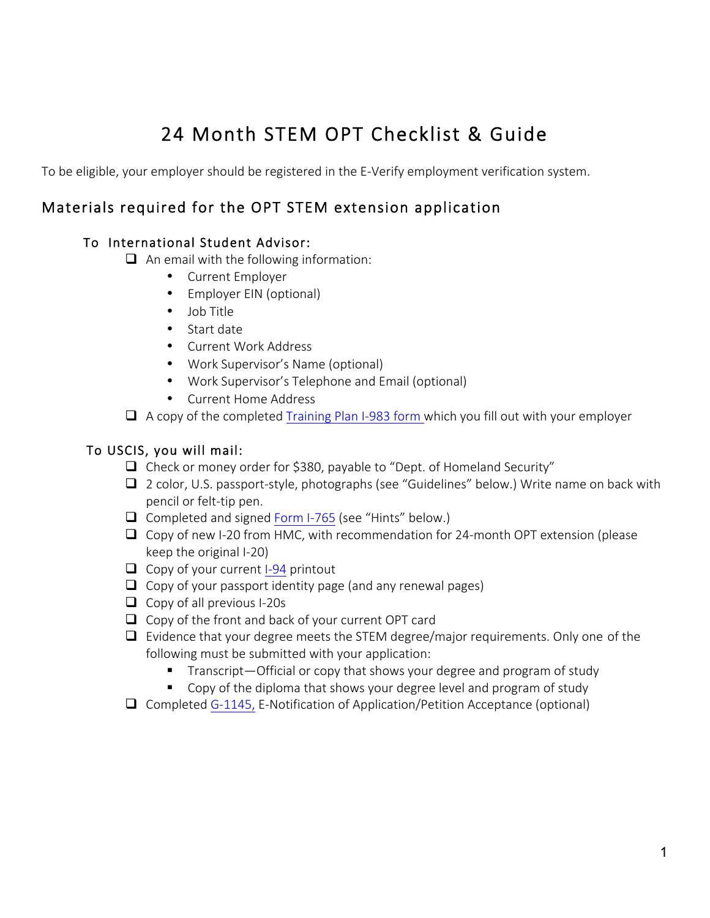# 24 Month STEM OPT Checklist & Guide

To be eligible, your employer should be registered in the E-Verify employment verification system.

## Materials required for the OPT STEM extension application

### To International Student Advisor:

- [ ] An email with the following information:
  - Current Employer
  - Employer EIN (optional)
  - Job Title
  - Start date
  - Current Work Address
  - Work Supervisor's Name (optional)
  - Work Supervisor's Telephone and Email (optional)
  - Current Home Address
- [ ] A copy of the completed Training Plan I-983 form which you fill out with your employer

### To USCIS, you will mail:

- [ ] Check or money order for $380, payable to "Dept. of Homeland Security"
- [ ] 2 color, U.S. passport-style, photographs (see "Guidelines" below.) Write name on back with pencil or felt-tip pen.
- [ ] Completed and signed Form I-765 (see "Hints" below.)
- [ ] Copy of new I-20 from HMC, with recommendation for 24-month OPT extension (please keep the original I-20)
- [ ] Copy of your current I-94 printout
- [ ] Copy of your passport identity page (and any renewal pages)
- [ ] Copy of all previous I-20s
- [ ] Copy of the front and back of your current OPT card
- [ ] Evidence that your degree meets the STEM degree/major requirements. Only one of the following must be submitted with your application:
  - Transcript—Official or copy that shows your degree and program of study
  - Copy of the diploma that shows your degree level and program of study
- [ ] Completed G-1145, E-Notification of Application/Petition Acceptance (optional)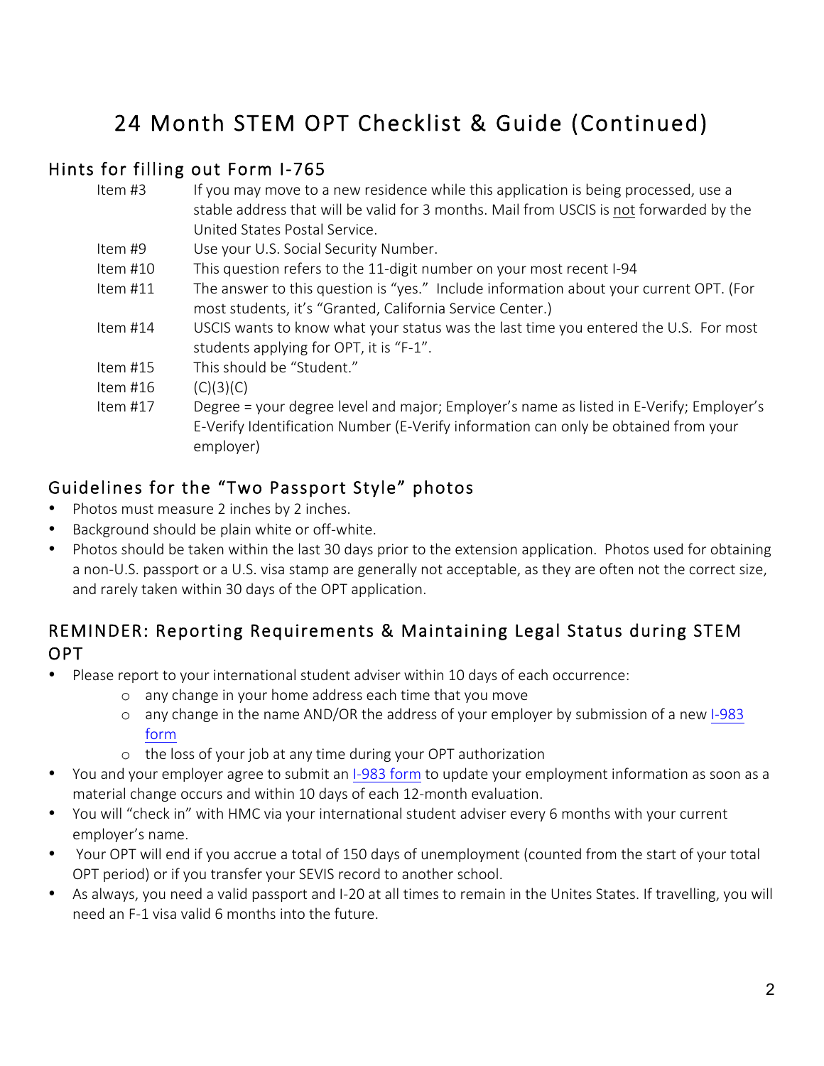# 24 Month STEM OPT Checklist & Guide (Continued)

## Hints for filling out Form I-765

| | |
|---|---|
| Item #3 | If you may move to a new residence while this application is being processed, use a stable address that will be valid for 3 months. Mail from USCIS is not forwarded by the United States Postal Service. |
| Item #9 | Use your U.S. Social Security Number. |
| Item #10 | This question refers to the 11-digit number on your most recent I-94 |
| Item #11 | The answer to this question is "yes." Include information about your current OPT. (For most students, it's "Granted, California Service Center.) |
| Item #14 | USCIS wants to know what your status was the last time you entered the U.S. For most students applying for OPT, it is "F-1". |
| Item #15 | This should be "Student." |
| Item #16 | (C)(3)(C) |
| Item #17 | Degree = your degree level and major; Employer's name as listed in E-Verify; Employer's E-Verify Identification Number (E-Verify information can only be obtained from your employer) |

## Guidelines for the "Two Passport Style" photos

- Photos must measure 2 inches by 2 inches.
- Background should be plain white or off-white.
- Photos should be taken within the last 30 days prior to the extension application. Photos used for obtaining a non-U.S. passport or a U.S. visa stamp are generally not acceptable, as they are often not the correct size, and rarely taken within 30 days of the OPT application.

## REMINDER: Reporting Requirements & Maintaining Legal Status during STEM OPT

- Please report to your international student adviser within 10 days of each occurrence:
  - any change in your home address each time that you move
  - any change in the name AND/OR the address of your employer by submission of a new I-983 form
  - the loss of your job at any time during your OPT authorization
- You and your employer agree to submit an I-983 form to update your employment information as soon as a material change occurs and within 10 days of each 12-month evaluation.
- You will "check in" with HMC via your international student adviser every 6 months with your current employer's name.
- Your OPT will end if you accrue a total of 150 days of unemployment (counted from the start of your total OPT period) or if you transfer your SEVIS record to another school.
- As always, you need a valid passport and I-20 at all times to remain in the Unites States. If travelling, you will need an F-1 visa valid 6 months into the future.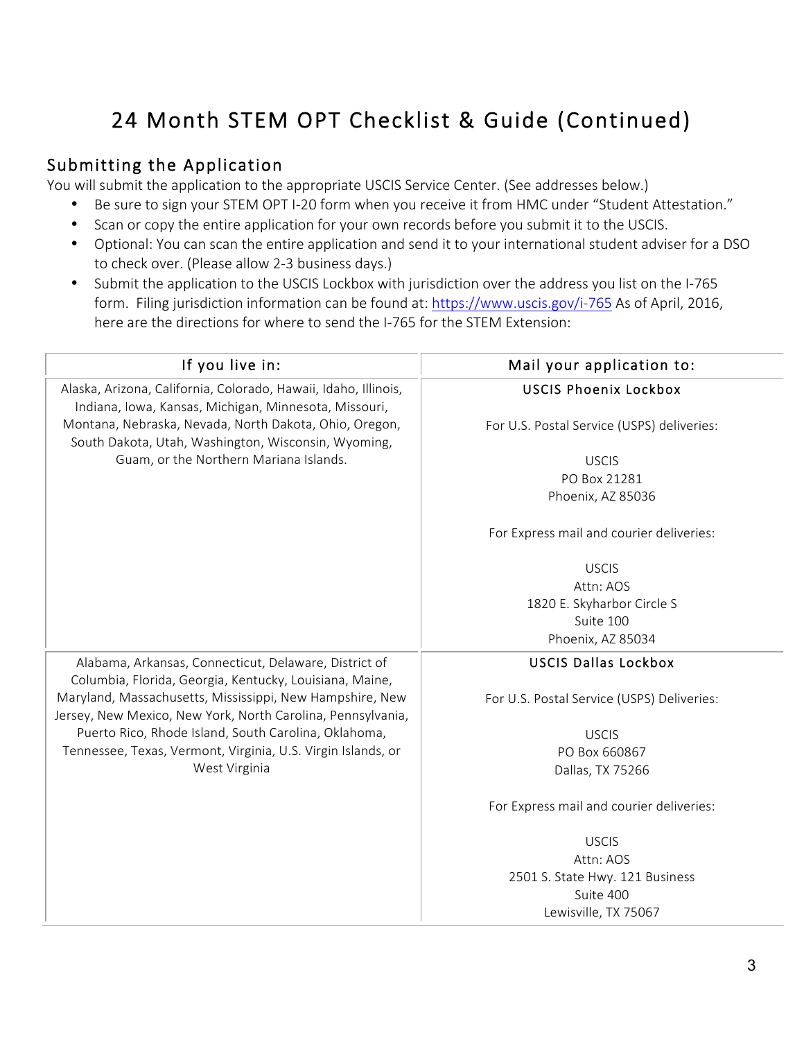# 24 Month STEM OPT Checklist & Guide (Continued)

## Submitting the Application

You will submit the application to the appropriate USCIS Service Center. (See addresses below.)

- Be sure to sign your STEM OPT I-20 form when you receive it from HMC under "Student Attestation."
- Scan or copy the entire application for your own records before you submit it to the USCIS.
- Optional: You can scan the entire application and send it to your international student adviser for a DSO to check over. (Please allow 2-3 business days.)
- Submit the application to the USCIS Lockbox with jurisdiction over the address you list on the I-765 form. Filing jurisdiction information can be found at: [https://www.uscis.gov/i-765](https://www.uscis.gov/i-765) As of April, 2016, here are the directions for where to send the I-765 for the STEM Extension:

| If you live in: | Mail your application to: |
|---|---|
| Alaska, Arizona, California, Colorado, Hawaii, Idaho, Illinois, Indiana, Iowa, Kansas, Michigan, Minnesota, Missouri, Montana, Nebraska, Nevada, North Dakota, Ohio, Oregon, South Dakota, Utah, Washington, Wisconsin, Wyoming, Guam, or the Northern Mariana Islands. | USCIS Phoenix Lockbox<br><br>For U.S. Postal Service (USPS) deliveries:<br><br>USCIS<br>PO Box 21281<br>Phoenix, AZ 85036<br><br>For Express mail and courier deliveries:<br><br>USCIS<br>Attn: AOS<br>1820 E. Skyharbor Circle S<br>Suite 100<br>Phoenix, AZ 85034 |
| Alabama, Arkansas, Connecticut, Delaware, District of Columbia, Florida, Georgia, Kentucky, Louisiana, Maine, Maryland, Massachusetts, Mississippi, New Hampshire, New Jersey, New Mexico, New York, North Carolina, Pennsylvania, Puerto Rico, Rhode Island, South Carolina, Oklahoma, Tennessee, Texas, Vermont, Virginia, U.S. Virgin Islands, or West Virginia | USCIS Dallas Lockbox<br><br>For U.S. Postal Service (USPS) Deliveries:<br><br>USCIS<br>PO Box 660867<br>Dallas, TX 75266<br><br>For Express mail and courier deliveries:<br><br>USCIS<br>Attn: AOS<br>2501 S. State Hwy. 121 Business<br>Suite 400<br>Lewisville, TX 75067 |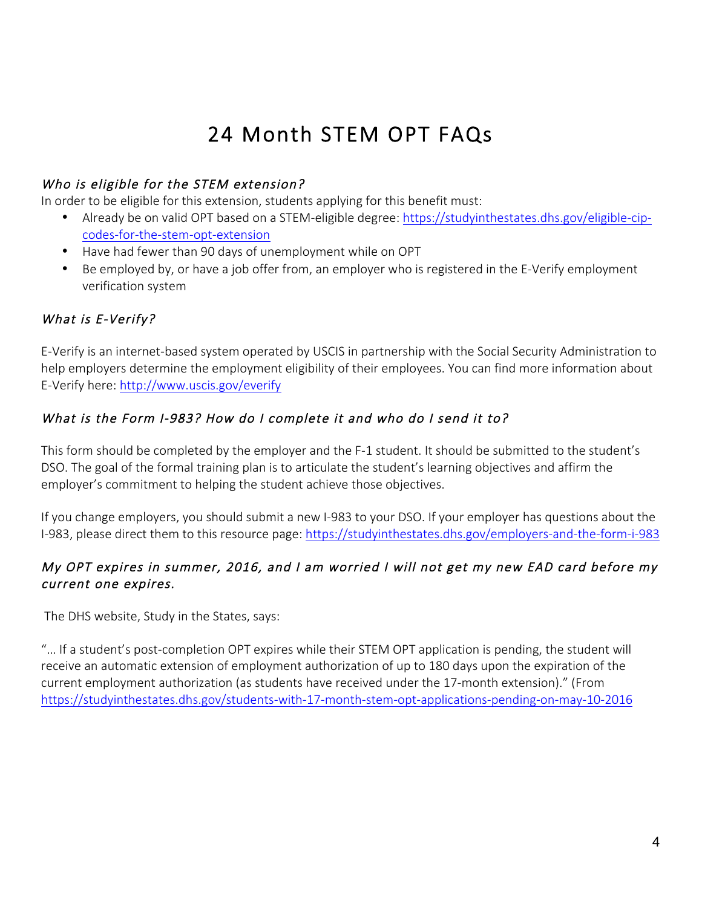# 24 Month STEM OPT FAQs

### *Who is eligible for the STEM extension?*

In order to be eligible for this extension, students applying for this benefit must:

- Already be on valid OPT based on a STEM-eligible degree: https://studyinthestates.dhs.gov/eligible-cip-codes-for-the-stem-opt-extension
- Have had fewer than 90 days of unemployment while on OPT
- Be employed by, or have a job offer from, an employer who is registered in the E-Verify employment verification system

### *What is E-Verify?*

E-Verify is an internet-based system operated by USCIS in partnership with the Social Security Administration to help employers determine the employment eligibility of their employees. You can find more information about E-Verify here: http://www.uscis.gov/everify

### *What is the Form I-983? How do I complete it and who do I send it to?*

This form should be completed by the employer and the F-1 student. It should be submitted to the student's DSO. The goal of the formal training plan is to articulate the student's learning objectives and affirm the employer's commitment to helping the student achieve those objectives.

If you change employers, you should submit a new I-983 to your DSO. If your employer has questions about the I-983, please direct them to this resource page: https://studyinthestates.dhs.gov/employers-and-the-form-i-983

### *My OPT expires in summer, 2016, and I am worried I will not get my new EAD card before my current one expires.*

The DHS website, Study in the States, says:

"… If a student's post-completion OPT expires while their STEM OPT application is pending, the student will receive an automatic extension of employment authorization of up to 180 days upon the expiration of the current employment authorization (as students have received under the 17-month extension)." (From https://studyinthestates.dhs.gov/students-with-17-month-stem-opt-applications-pending-on-may-10-2016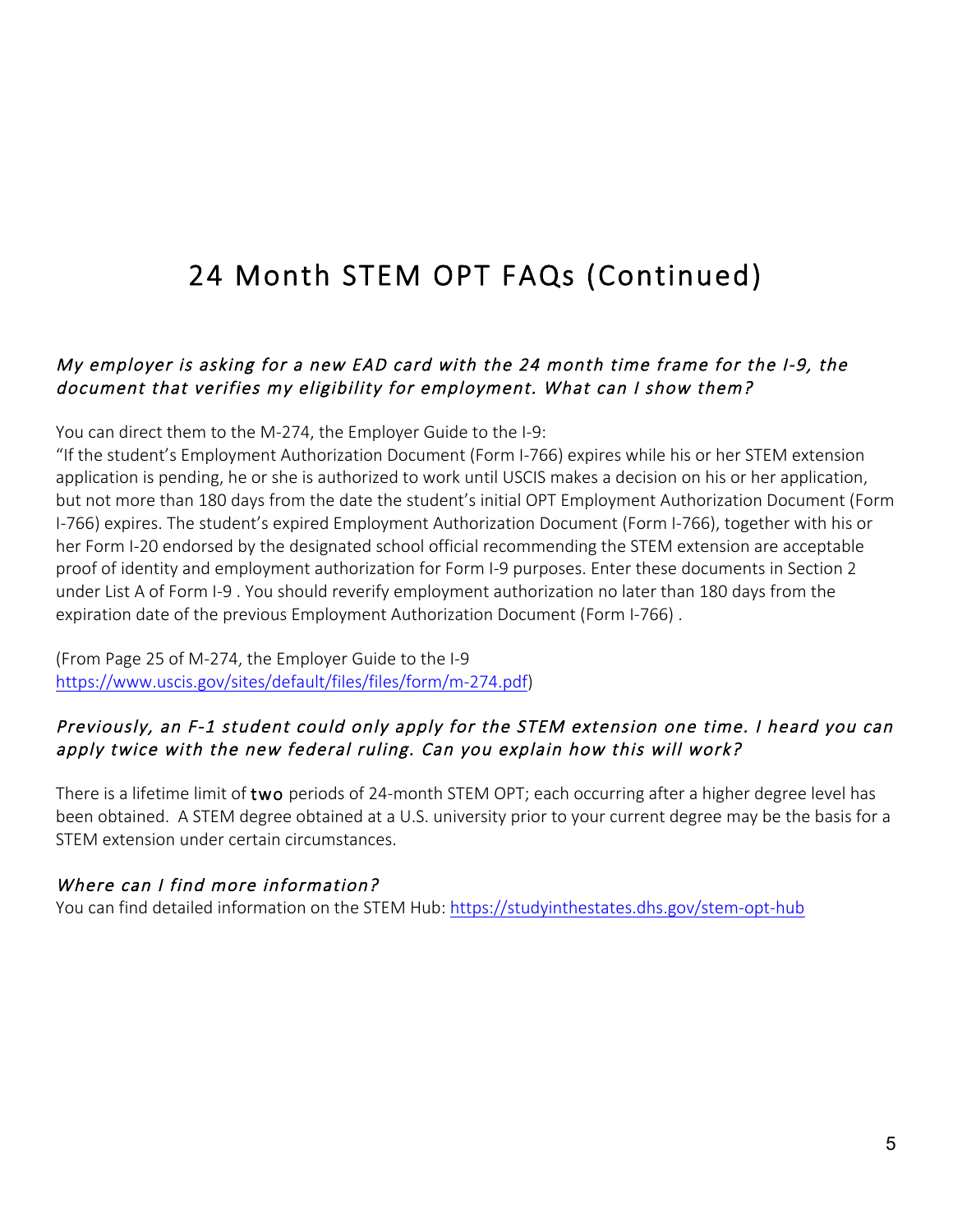# 24 Month STEM OPT FAQs (Continued)

### *My employer is asking for a new EAD card with the 24 month time frame for the I-9, the document that verifies my eligibility for employment. What can I show them?*

You can direct them to the M-274, the Employer Guide to the I-9:
"If the student's Employment Authorization Document (Form I-766) expires while his or her STEM extension application is pending, he or she is authorized to work until USCIS makes a decision on his or her application, but not more than 180 days from the date the student's initial OPT Employment Authorization Document (Form I-766) expires. The student's expired Employment Authorization Document (Form I-766), together with his or her Form I-20 endorsed by the designated school official recommending the STEM extension are acceptable proof of identity and employment authorization for Form I-9 purposes. Enter these documents in Section 2 under List A of Form I-9 . You should reverify employment authorization no later than 180 days from the expiration date of the previous Employment Authorization Document (Form I-766) .

(From Page 25 of M-274, the Employer Guide to the I-9 https://www.uscis.gov/sites/default/files/files/form/m-274.pdf)

### *Previously, an F-1 student could only apply for the STEM extension one time. I heard you can apply twice with the new federal ruling. Can you explain how this will work?*

There is a lifetime limit of **two** periods of 24-month STEM OPT; each occurring after a higher degree level has been obtained. A STEM degree obtained at a U.S. university prior to your current degree may be the basis for a STEM extension under certain circumstances.

### *Where can I find more information?*

You can find detailed information on the STEM Hub: https://studyinthestates.dhs.gov/stem-opt-hub